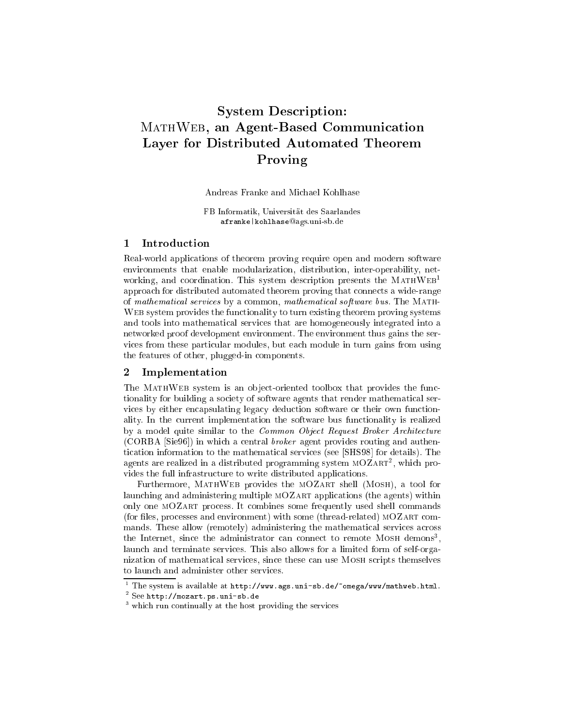# System Description: MathWeb, an Agent-Based Communication Layer for Distributed Automated Theorem Proving

Andreas Franke and Michael Kohlhase

FB Informatik, Universität des Saarlandes
afranke|kohlhase@ags.uni-sb.de

## 1 Introduction

Real-world applications of theorem proving require open and modern software environments that enable modularization, distribution, inter-operability, networking, and coordination. This system description presents the MathWeb[1] approach for distributed automated theorem proving that connects a wide-range of *mathematical services* by a common, *mathematical software bus*. The MathWeb system provides the functionality to turn existing theorem proving systems and tools into mathematical services that are homogeneously integrated into a networked proof development environment. The environment thus gains the services from these particular modules, but each module in turn gains from using the features of other, plugged-in components.

## 2 Implementation

The MathWeb system is an object-oriented toolbox that provides the functionality for building a society of software agents that render mathematical services by either encapsulating legacy deduction software or their own functionality. In the current implementation the software bus functionality is realized by a model quite similar to the *Common Object Request Broker Architecture* (CORBA [Sie96]) in which a central *broker* agent provides routing and authentication information to the mathematical services (see [SHS98] for details). The agents are realized in a distributed programming system mOZart[2], which provides the full infrastructure to write distributed applications.

Furthermore, MathWeb provides the mOZart shell (Mosh), a tool for launching and administering multiple mOZart applications (the agents) within only one mOZart process. It combines some frequently used shell commands (for files, processes and environment) with some (thread-related) mOZart commands. These allow (remotely) administering the mathematical services across the Internet, since the administrator can connect to remote Mosh demons[3], launch and terminate services. This also allows for a limited form of self-organization of mathematical services, since these can use Mosh scripts themselves to launch and administer other services.

---

[1] The system is available at http://www.ags.uni-sb.de/~omega/www/mathweb.html.

[2] See http://mozart.ps.uni-sb.de

[3] which run continually at the host providing the services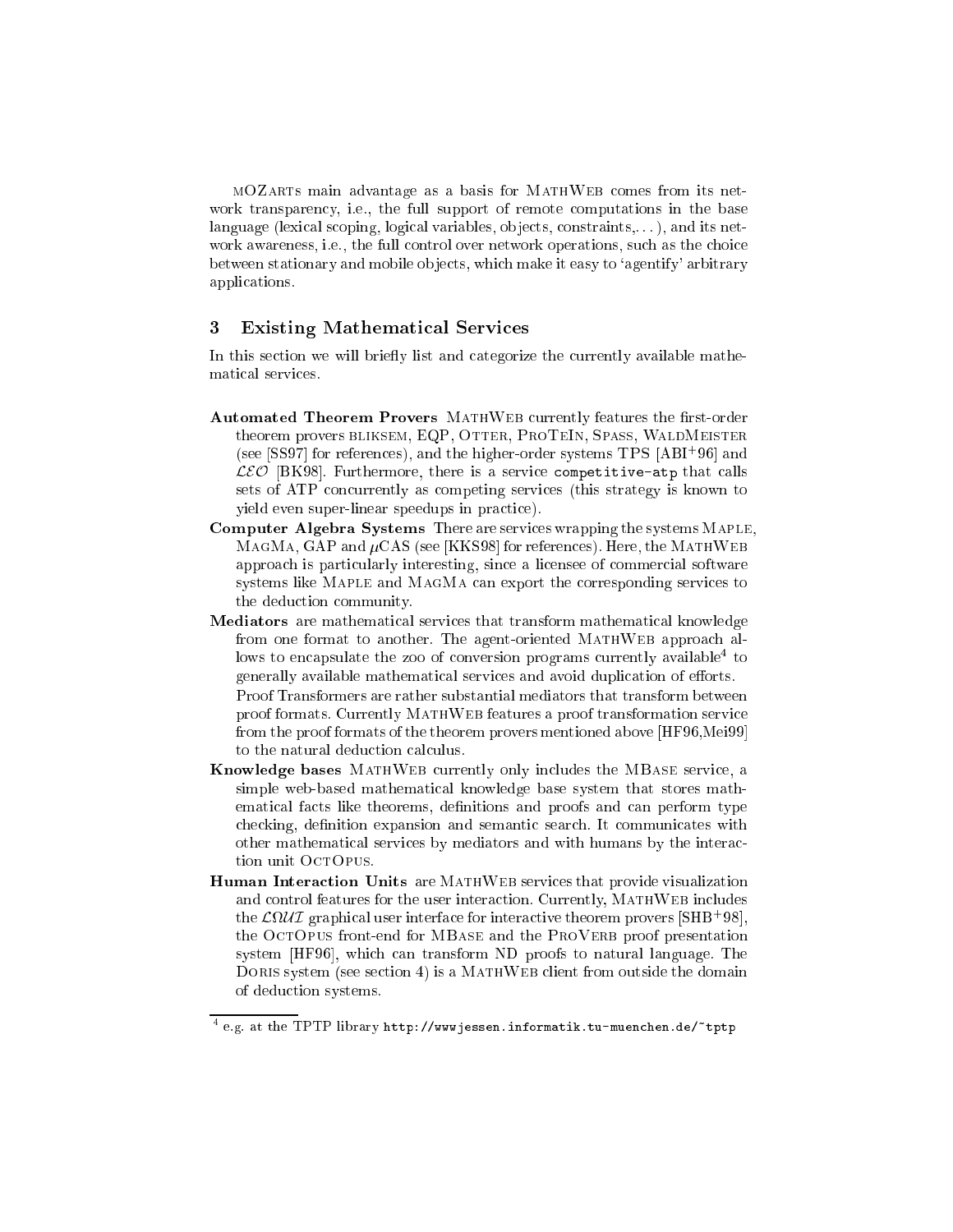mOZArts main advantage as a basis for MathWeb comes from its network transparency, i.e., the full support of remote computations in the base language (lexical scoping, logical variables, objects, constraints,...), and its network awareness, i.e., the full control over network operations, such as the choice between stationary and mobile objects, which make it easy to 'agentify' arbitrary applications.

## 3 Existing Mathematical Services

In this section we will briefly list and categorize the currently available mathematical services.

**Automated Theorem Provers** MathWeb currently features the first-order theorem provers bliksem, EQP, Otter, ProTeIn, Spass, WaldMeister (see [SS97] for references), and the higher-order systems TPS [ABI+96] and $\mathcal{LEO}$ [BK98]. Furthermore, there is a service `competitive-atp` that calls sets of ATP concurrently as competing services (this strategy is known to yield even super-linear speedups in practice).

**Computer Algebra Systems** There are services wrapping the systems Maple, MagMa, GAP and $\mu$CAS (see [KKS98] for references). Here, the MathWeb approach is particularly interesting, since a licensee of commercial software systems like Maple and MagMa can export the corresponding services to the deduction community.

**Mediators** are mathematical services that transform mathematical knowledge from one format to another. The agent-oriented MathWeb approach allows to encapsulate the zoo of conversion programs currently available[4] to generally available mathematical services and avoid duplication of efforts.

Proof Transformers are rather substantial mediators that transform between proof formats. Currently MathWeb features a proof transformation service from the proof formats of the theorem provers mentioned above [HF96,Mei99] to the natural deduction calculus.

**Knowledge bases** MathWeb currently only includes the MBase service, a simple web-based mathematical knowledge base system that stores mathematical facts like theorems, definitions and proofs and can perform type checking, definition expansion and semantic search. It communicates with other mathematical services by mediators and with humans by the interaction unit OctOpus.

**Human Interaction Units** are MathWeb services that provide visualization and control features for the user interaction. Currently, MathWeb includes the $\mathcal{L}\Omega\mathcal{UI}$ graphical user interface for interactive theorem provers [SHB+98], the OctOpus front-end for MBase and the ProVerb proof presentation system [HF96], which can transform ND proofs to natural language. The Doris system (see section 4) is a MathWeb client from outside the domain of deduction systems.

---

[4] e.g. at the TPTP library `http://wwwjessen.informatik.tu-muenchen.de/~tptp`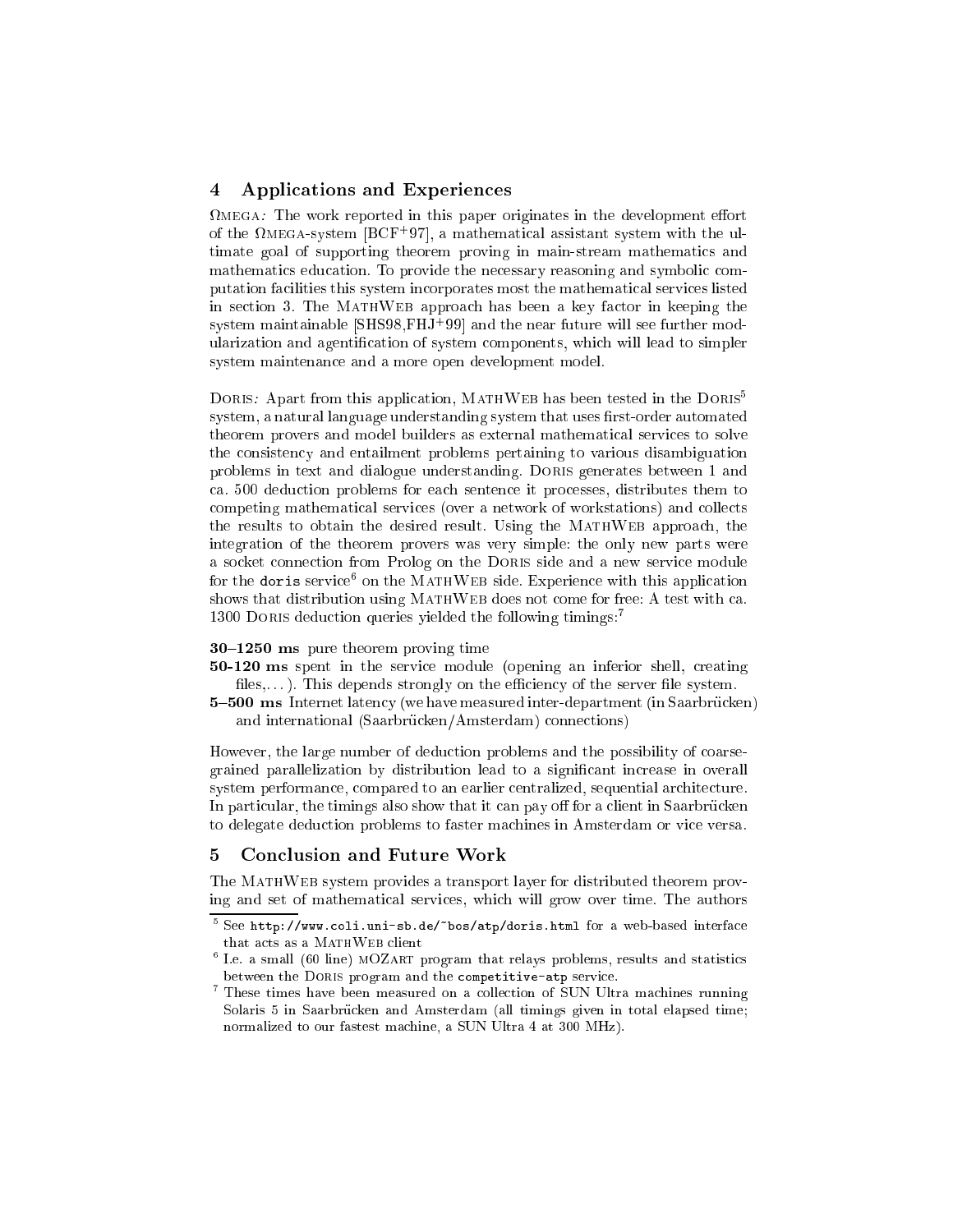## 4 Applications and Experiences

ΩMEGA*:* The work reported in this paper originates in the development effort of the ΩMEGA-system [BCF+97], a mathematical assistant system with the ultimate goal of supporting theorem proving in main-stream mathematics and mathematics education. To provide the necessary reasoning and symbolic computation facilities this system incorporates most the mathematical services listed in section 3. The MATHWEB approach has been a key factor in keeping the system maintainable [SHS98,FHJ+99] and the near future will see further modularization and agentification of system components, which will lead to simpler system maintenance and a more open development model.

DORIS*:* Apart from this application, MATHWEB has been tested in the DORIS[5] system, a natural language understanding system that uses first-order automated theorem provers and model builders as external mathematical services to solve the consistency and entailment problems pertaining to various disambiguation problems in text and dialogue understanding. DORIS generates between 1 and ca. 500 deduction problems for each sentence it processes, distributes them to competing mathematical services (over a network of workstations) and collects the results to obtain the desired result. Using the MATHWEB approach, the integration of the theorem provers was very simple: the only new parts were a socket connection from Prolog on the DORIS side and a new service module for the `doris` service[6] on the MATHWEB side. Experience with this application shows that distribution using MATHWEB does not come for free: A test with ca. 1300 DORIS deduction queries yielded the following timings:[7]

**30–1250 ms** pure theorem proving time

**50-120 ms** spent in the service module (opening an inferior shell, creating files,...). This depends strongly on the efficiency of the server file system.

**5–500 ms** Internet latency (we have measured inter-department (in Saarbrücken) and international (Saarbrücken/Amsterdam) connections)

However, the large number of deduction problems and the possibility of coarse-grained parallelization by distribution lead to a significant increase in overall system performance, compared to an earlier centralized, sequential architecture. In particular, the timings also show that it can pay off for a client in Saarbrücken to delegate deduction problems to faster machines in Amsterdam or vice versa.

## 5 Conclusion and Future Work

The MATHWEB system provides a transport layer for distributed theorem proving and set of mathematical services, which will grow over time. The authors

[5] See `http://www.coli.uni-sb.de/~bos/atp/doris.html` for a web-based interface that acts as a MATHWEB client

[6] I.e. a small (60 line) MOZART program that relays problems, results and statistics between the DORIS program and the `competitive-atp` service.

[7] These times have been measured on a collection of SUN Ultra machines running Solaris 5 in Saarbrücken and Amsterdam (all timings given in total elapsed time; normalized to our fastest machine, a SUN Ultra 4 at 300 MHz).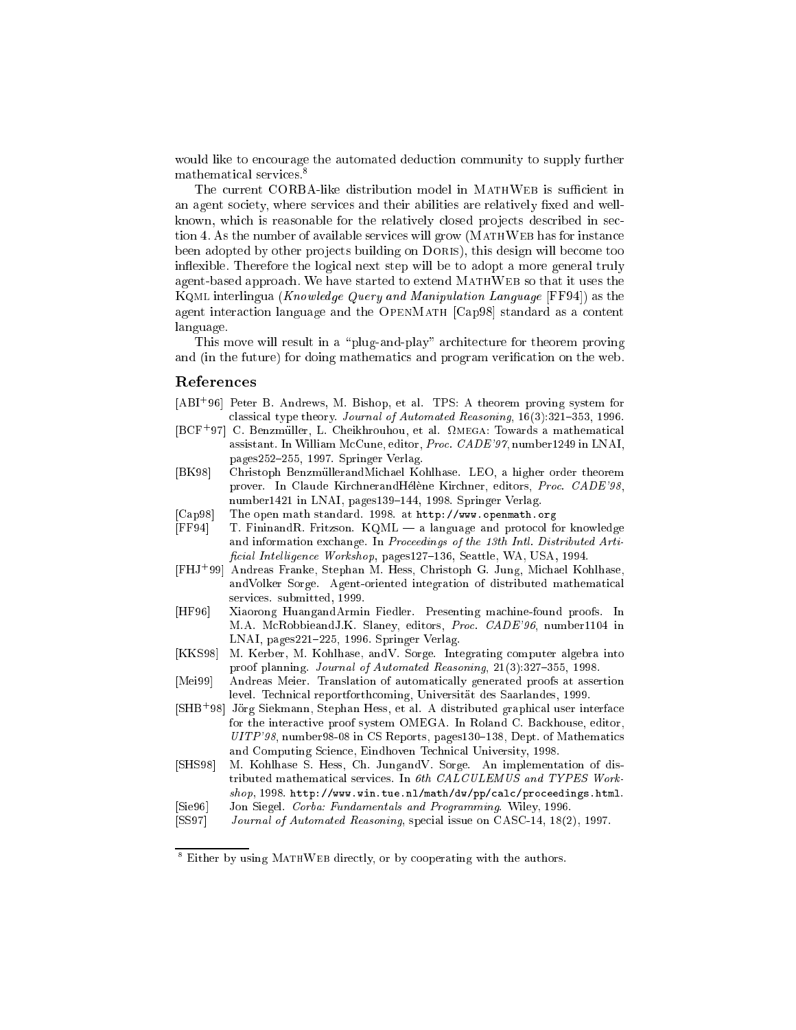would like to encourage the automated deduction community to supply further mathematical services.[8]

The current CORBA-like distribution model in MathWeb is sufficient in an agent society, where services and their abilities are relatively fixed and well-known, which is reasonable for the relatively closed projects described in section 4. As the number of available services will grow (MathWeb has for instance been adopted by other projects building on Doris), this design will become too inflexible. Therefore the logical next step will be to adopt a more general truly agent-based approach. We have started to extend MathWeb so that it uses the Kqml interlingua (*Knowledge Query and Manipulation Language* [FF94]) as the agent interaction language and the OpenMath [Cap98] standard as a content language.

This move will result in a "plug-and-play" architecture for theorem proving and (in the future) for doing mathematics and program verification on the web.

## References

- [ABI+96] Peter B. Andrews, M. Bishop, et al. TPS: A theorem proving system for classical type theory. *Journal of Automated Reasoning*, 16(3):321–353, 1996.
- [BCF+97] C. Benzmüller, L. Cheikhrouhou, et al. Ωmega: Towards a mathematical assistant. In William McCune, editor, *Proc. CADE'97*, number1249 in LNAI, pages252–255, 1997. Springer Verlag.
- [BK98] Christoph BenzmüllerandMichael Kohlhase. LEO, a higher order theorem prover. In Claude KirchnerandHélène Kirchner, editors, *Proc. CADE'98*, number1421 in LNAI, pages139–144, 1998. Springer Verlag.
- [Cap98] The open math standard. 1998. at `http://www.openmath.org`
- [FF94] T. FininandR. Fritzson. KQML — a language and protocol for knowledge and information exchange. In *Proceedings of the 13th Intl. Distributed Artificial Intelligence Workshop*, pages127–136, Seattle, WA, USA, 1994.
- [FHJ+99] Andreas Franke, Stephan M. Hess, Christoph G. Jung, Michael Kohlhase, andVolker Sorge. Agent-oriented integration of distributed mathematical services. submitted, 1999.
- [HF96] Xiaorong HuangandArmin Fiedler. Presenting machine-found proofs. In M.A. McRobbieandJ.K. Slaney, editors, *Proc. CADE'96*, number1104 in LNAI, pages221–225, 1996. Springer Verlag.
- [KKS98] M. Kerber, M. Kohlhase, andV. Sorge. Integrating computer algebra into proof planning. *Journal of Automated Reasoning*, 21(3):327–355, 1998.
- [Mei99] Andreas Meier. Translation of automatically generated proofs at assertion level. Technical reportforthcoming, Universität des Saarlandes, 1999.
- [SHB+98] Jörg Siekmann, Stephan Hess, et al. A distributed graphical user interface for the interactive proof system OMEGA. In Roland C. Backhouse, editor, *UITP'98*, number98-08 in CS Reports, pages130–138, Dept. of Mathematics and Computing Science, Eindhoven Technical University, 1998.
- [SHS98] M. Kohlhase S. Hess, Ch. JungandV. Sorge. An implementation of distributed mathematical services. In *6th CALCULEMUS and TYPES Workshop*, 1998. `http://www.win.tue.nl/math/dw/pp/calc/proceedings.html`.
- [Sie96] Jon Siegel. *Corba: Fundamentals and Programming*. Wiley, 1996.
- [SS97] *Journal of Automated Reasoning*, special issue on CASC-14, 18(2), 1997.

[8] Either by using MathWeb directly, or by cooperating with the authors.